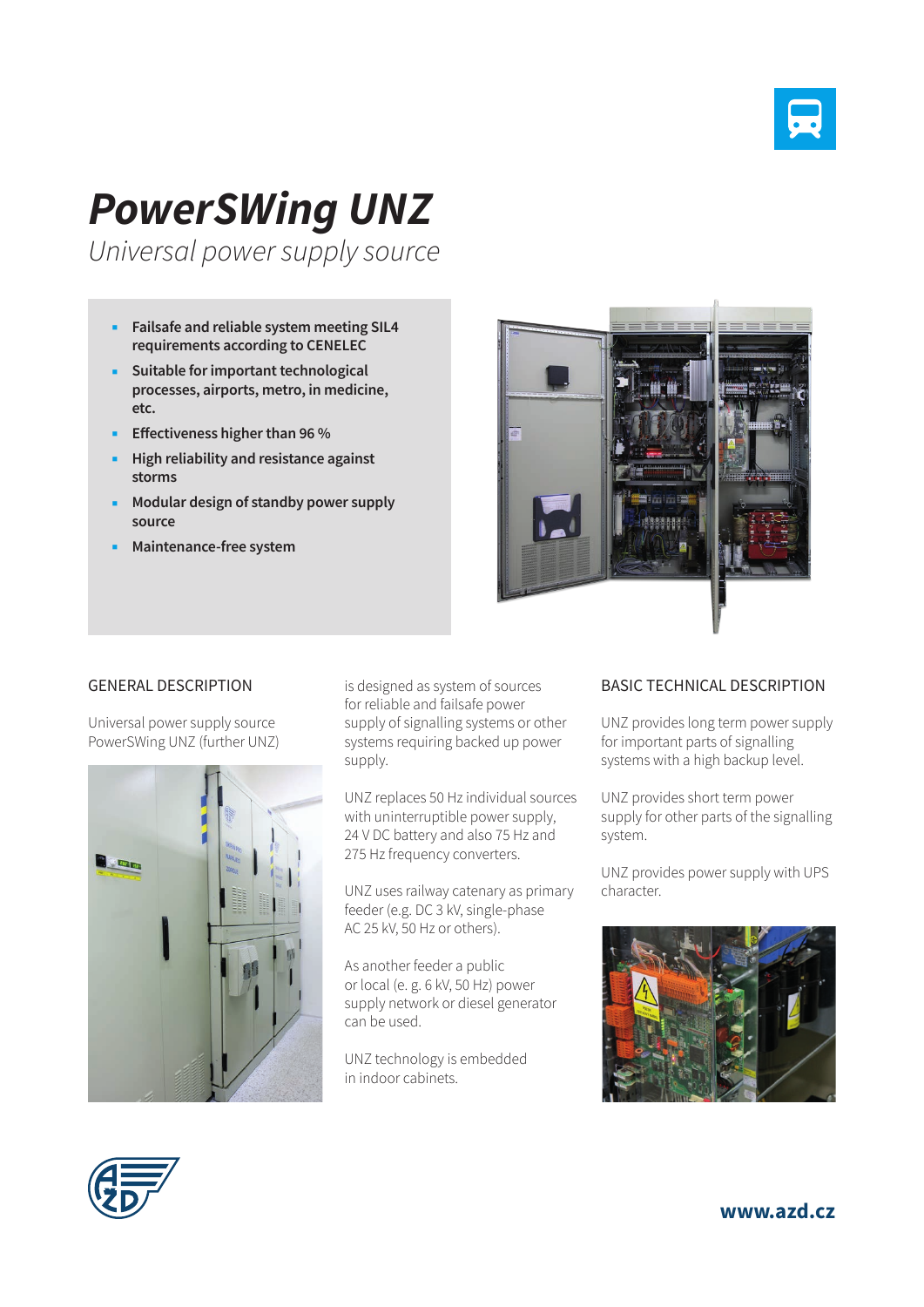# PowerSWing UNZ

*Universal power supply source*

- **Failsafe and reliable system meeting SIL4 requirements according to CENELEC**
- **Suitable for important technological processes, airports, metro, in medicine, etc.**
- **Effectiveness higher than 96 %**
- **High reliability and resistance against storms**
- **Modular design of standby power supply source**
- **Maintenance-free system**

## GENERAL DESCRIPTION

Universal power supply source PowerSWing UNZ (further UNZ) is designed as system of sources for reliable and failsafe power supply of signalling systems or other systems requiring backed up power supply.

UNZ replaces 50 Hz individual sources with uninterruptible power supply, 24 V DC battery and also 75 Hz and 275 Hz frequency converters.

UNZ uses railway catenary as primary feeder (e.g. DC 3 kV, single-phase AC 25 kV, 50 Hz or others).

As another feeder a public or local (e. g. 6 kV, 50 Hz) power supply network or diesel generator can be used.

UNZ technology is embedded in indoor cabinets.

## BASIC TECHNICAL DESCRIPTION

UNZ provides long term power supply for important parts of signalling systems with a high backup level.

UNZ provides short term power supply for other parts of the signalling system.

UNZ provides power supply with UPS character.

**www.azd.cz**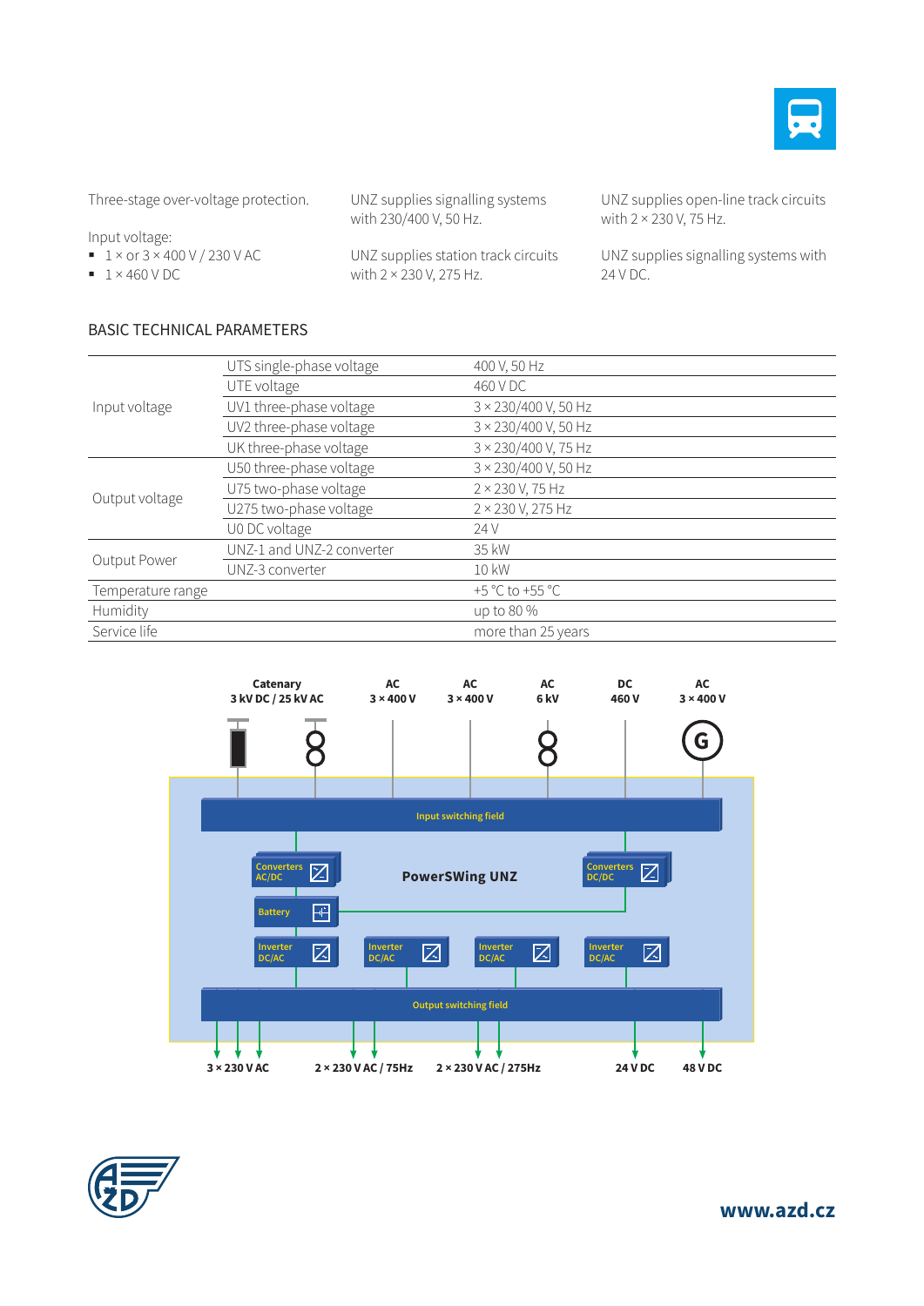Three-stage over-voltage protection.

Input voltage:

- 1 × or 3 × 400 V / 230 V AC
- 1 × 460 V DC

UNZ supplies signalling systems with 230/400 V, 50 Hz.

UNZ supplies station track circuits with 2 × 230 V, 275 Hz.

UNZ supplies open-line track circuits with 2 × 230 V, 75 Hz.

UNZ supplies signalling systems with 24 V DC.

## BASIC TECHNICAL PARAMETERS

| | | |
|---|---|---|
| Input voltage | UTS single-phase voltage | 400 V, 50 Hz |
| | UTE voltage | 460 V DC |
| | UV1 three-phase voltage | 3 × 230/400 V, 50 Hz |
| | UV2 three-phase voltage | 3 × 230/400 V, 50 Hz |
| | UK three-phase voltage | 3 × 230/400 V, 75 Hz |
| Output voltage | U50 three-phase voltage | 3 × 230/400 V, 50 Hz |
| | U75 two-phase voltage | 2 × 230 V, 75 Hz |
| | U275 two-phase voltage | 2 × 230 V, 275 Hz |
| | U0 DC voltage | 24 V |
| Output Power | UNZ-1 and UNZ-2 converter | 35 kW |
| | UNZ-3 converter | 10 kW |
| Temperature range | | +5 °C to +55 °C |
| Humidity | | up to 80 % |
| Service life | | more than 25 years |

Catenary
3 kV DC / 25 kV AC

AC
3 × 400 V

AC
3 × 400 V

AC
6 kV

DC
460 V

AC
3 × 400 V

G

Input switching field

Converters AC/DC

PowerSWing UNZ

Converters DC/DC

Battery

Inverter DC/AC

Inverter DC/AC

Inverter DC/AC

Inverter DC/AC

Output switching field

3 × 230 V AC

2 × 230 V AC / 75Hz

2 × 230 V AC / 275Hz

24 V DC

48 V DC

www.azd.cz